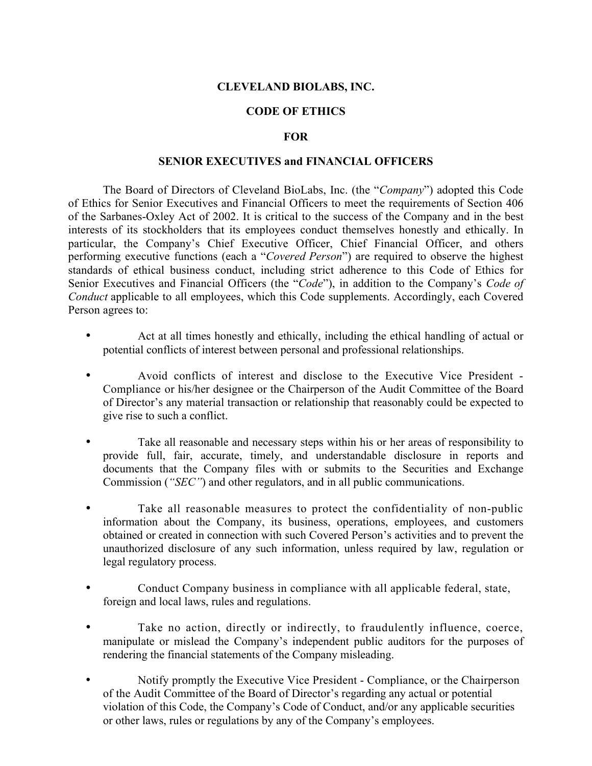**CLEVELAND BIOLABS, INC.**

**CODE OF ETHICS**

**FOR**

**SENIOR EXECUTIVES and FINANCIAL OFFICERS**

The Board of Directors of Cleveland BioLabs, Inc. (the "*Company*") adopted this Code of Ethics for Senior Executives and Financial Officers to meet the requirements of Section 406 of the Sarbanes-Oxley Act of 2002. It is critical to the success of the Company and in the best interests of its stockholders that its employees conduct themselves honestly and ethically. In particular, the Company's Chief Executive Officer, Chief Financial Officer, and others performing executive functions (each a "*Covered Person*") are required to observe the highest standards of ethical business conduct, including strict adherence to this Code of Ethics for Senior Executives and Financial Officers (the "*Code*"), in addition to the Company's *Code of Conduct* applicable to all employees, which this Code supplements. Accordingly, each Covered Person agrees to:

- Act at all times honestly and ethically, including the ethical handling of actual or potential conflicts of interest between personal and professional relationships.
- Avoid conflicts of interest and disclose to the Executive Vice President - Compliance or his/her designee or the Chairperson of the Audit Committee of the Board of Director's any material transaction or relationship that reasonably could be expected to give rise to such a conflict.
- Take all reasonable and necessary steps within his or her areas of responsibility to provide full, fair, accurate, timely, and understandable disclosure in reports and documents that the Company files with or submits to the Securities and Exchange Commission (*"SEC"*) and other regulators, and in all public communications.
- Take all reasonable measures to protect the confidentiality of non-public information about the Company, its business, operations, employees, and customers obtained or created in connection with such Covered Person's activities and to prevent the unauthorized disclosure of any such information, unless required by law, regulation or legal regulatory process.
- Conduct Company business in compliance with all applicable federal, state, foreign and local laws, rules and regulations.
- Take no action, directly or indirectly, to fraudulently influence, coerce, manipulate or mislead the Company's independent public auditors for the purposes of rendering the financial statements of the Company misleading.
- Notify promptly the Executive Vice President - Compliance, or the Chairperson of the Audit Committee of the Board of Director's regarding any actual or potential violation of this Code, the Company's Code of Conduct, and/or any applicable securities or other laws, rules or regulations by any of the Company's employees.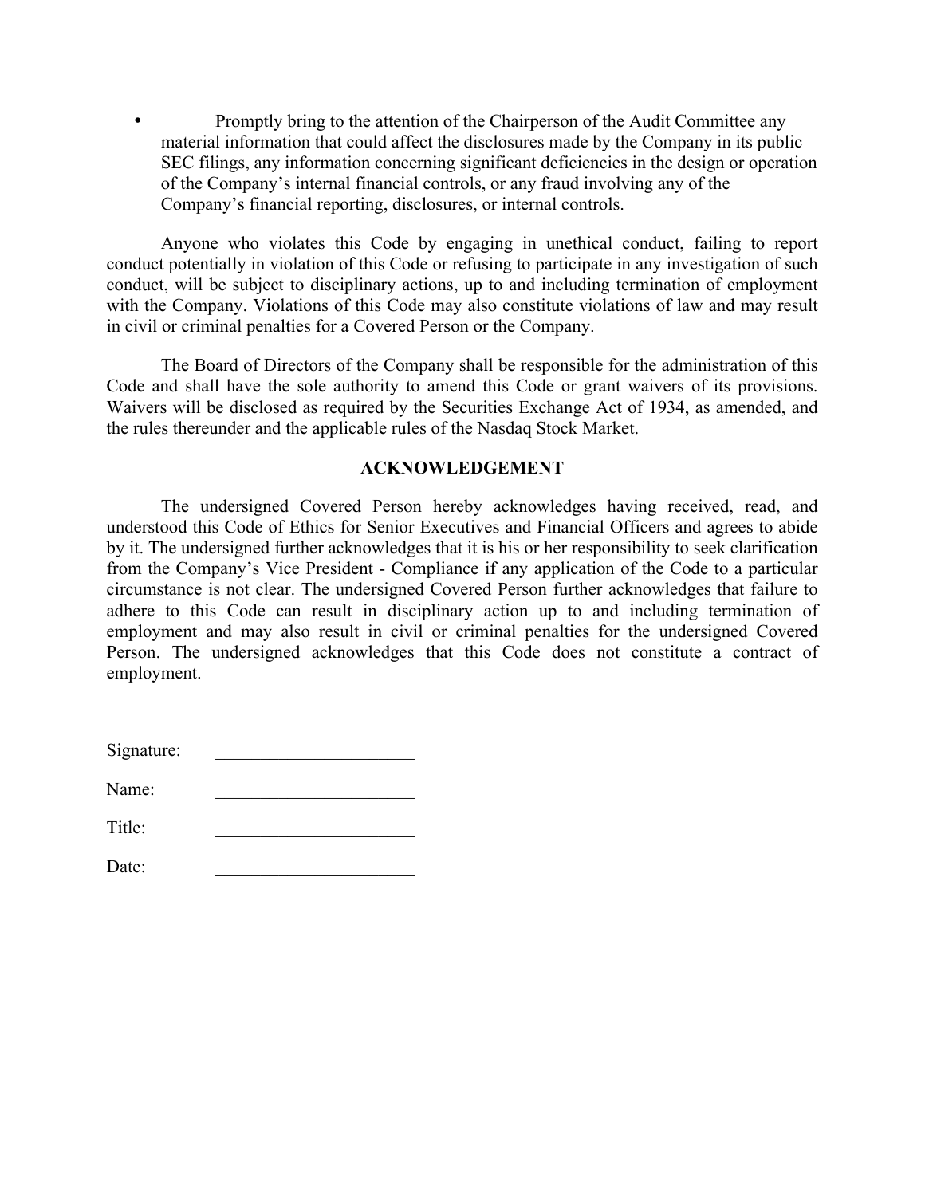- Promptly bring to the attention of the Chairperson of the Audit Committee any material information that could affect the disclosures made by the Company in its public SEC filings, any information concerning significant deficiencies in the design or operation of the Company's internal financial controls, or any fraud involving any of the Company's financial reporting, disclosures, or internal controls.

Anyone who violates this Code by engaging in unethical conduct, failing to report conduct potentially in violation of this Code or refusing to participate in any investigation of such conduct, will be subject to disciplinary actions, up to and including termination of employment with the Company. Violations of this Code may also constitute violations of law and may result in civil or criminal penalties for a Covered Person or the Company.

The Board of Directors of the Company shall be responsible for the administration of this Code and shall have the sole authority to amend this Code or grant waivers of its provisions. Waivers will be disclosed as required by the Securities Exchange Act of 1934, as amended, and the rules thereunder and the applicable rules of the Nasdaq Stock Market.

## ACKNOWLEDGEMENT

The undersigned Covered Person hereby acknowledges having received, read, and understood this Code of Ethics for Senior Executives and Financial Officers and agrees to abide by it. The undersigned further acknowledges that it is his or her responsibility to seek clarification from the Company's Vice President - Compliance if any application of the Code to a particular circumstance is not clear. The undersigned Covered Person further acknowledges that failure to adhere to this Code can result in disciplinary action up to and including termination of employment and may also result in civil or criminal penalties for the undersigned Covered Person. The undersigned acknowledges that this Code does not constitute a contract of employment.

Signature: ______________________

Name: ______________________

Title: ______________________

Date: ______________________